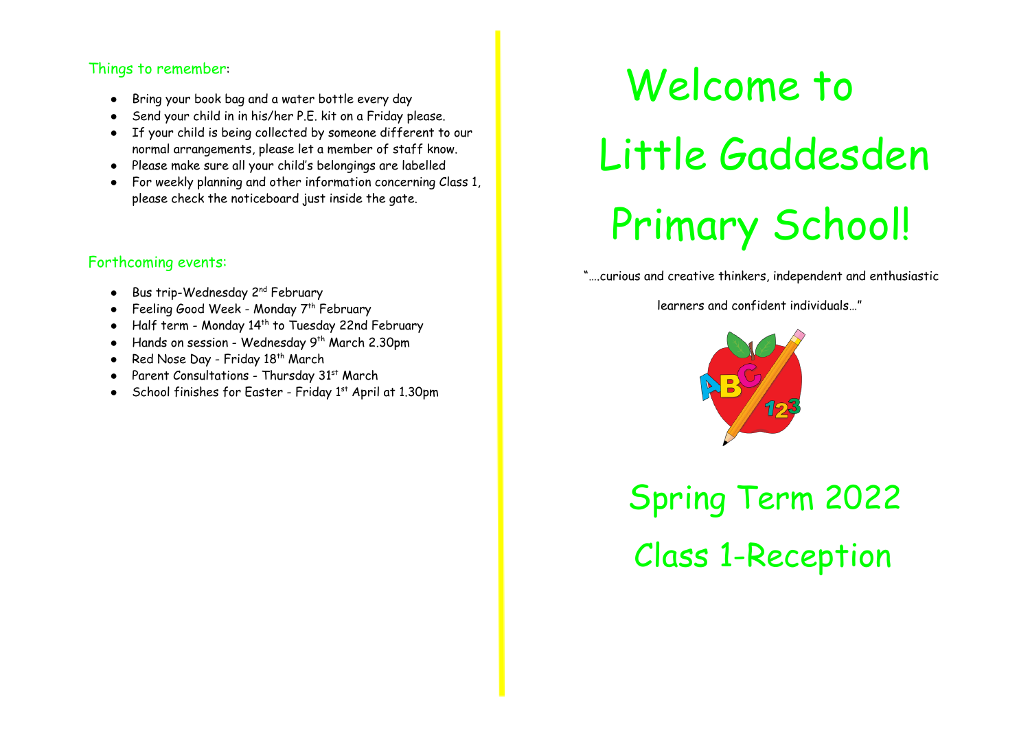## Things to remember:

- Bring your book bag and a water bottle every day
- Send your child in in his/her P.E. kit on a Friday please.
- If your child is being collected by someone different to our normal arrangements, please let a member of staff know.
- Please make sure all your child's belongings are labelled
- For weekly planning and other information concerning Class 1, please check the noticeboard just inside the gate.

## Forthcoming events:

- Bus trip-Wednesday 2nd February
- Feeling Good Week - Monday 7th February
- Half term - Monday 14th to Tuesday 22nd February
- Hands on session - Wednesday 9th March 2.30pm
- Red Nose Day - Friday 18th March
- Parent Consultations - Thursday 31st March
- School finishes for Easter - Friday 1st April at 1.30pm

# Welcome to Little Gaddesden Primary School!

"….curious and creative thinkers, independent and enthusiastic learners and confident individuals…"

# Spring Term 2022

# Class 1-Reception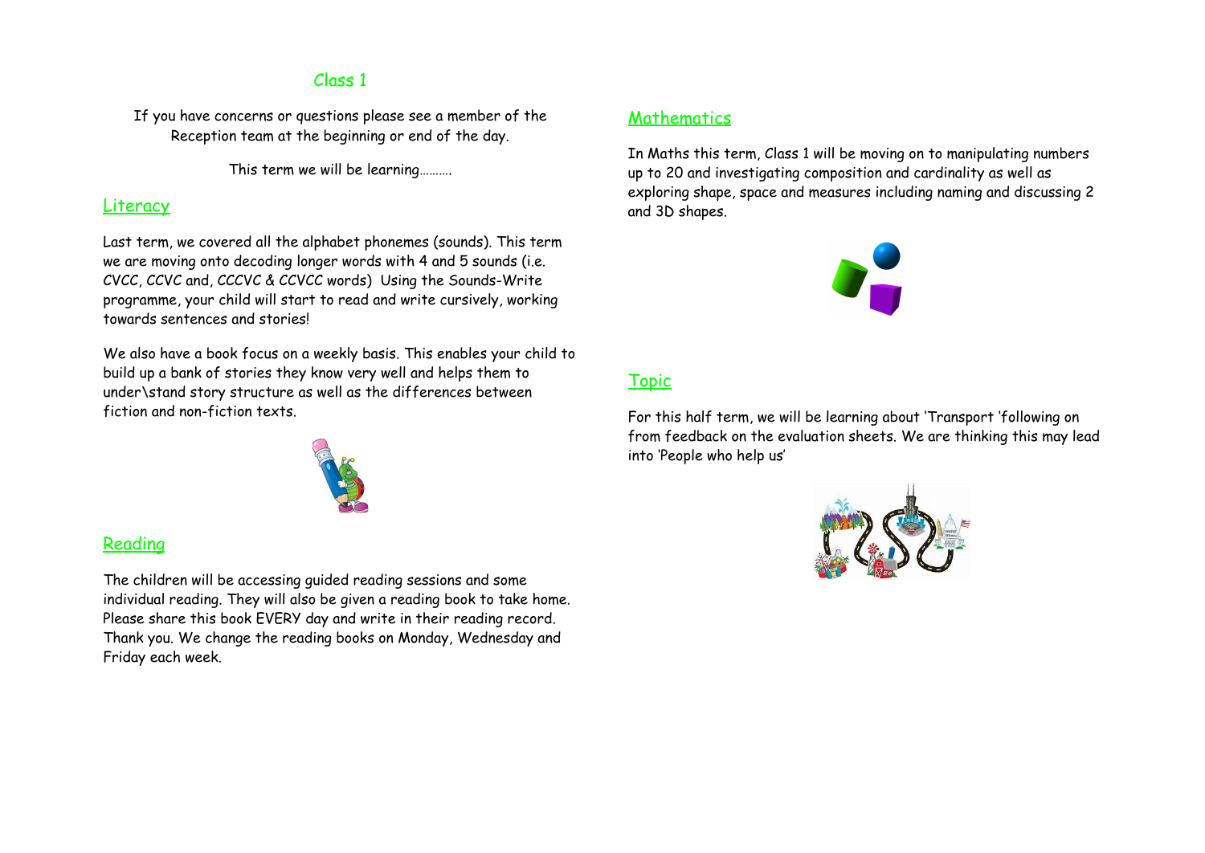## Class 1

If you have concerns or questions please see a member of the Reception team at the beginning or end of the day.

This term we will be learning……….

### Literacy

Last term, we covered all the alphabet phonemes (sounds). This term we are moving onto decoding longer words with 4 and 5 sounds (i.e. CVCC, CCVC and, CCCVC & CCVCC words) Using the Sounds-Write programme, your child will start to read and write cursively, working towards sentences and stories!

We also have a book focus on a weekly basis. This enables your child to build up a bank of stories they know very well and helps them to under\stand story structure as well as the differences between fiction and non-fiction texts.

### Reading

The children will be accessing guided reading sessions and some individual reading. They will also be given a reading book to take home. Please share this book EVERY day and write in their reading record. Thank you. We change the reading books on Monday, Wednesday and Friday each week.

### Mathematics

In Maths this term, Class 1 will be moving on to manipulating numbers up to 20 and investigating composition and cardinality as well as exploring shape, space and measures including naming and discussing 2 and 3D shapes.

### Topic

For this half term, we will be learning about 'Transport 'following on from feedback on the evaluation sheets. We are thinking this may lead into 'People who help us'